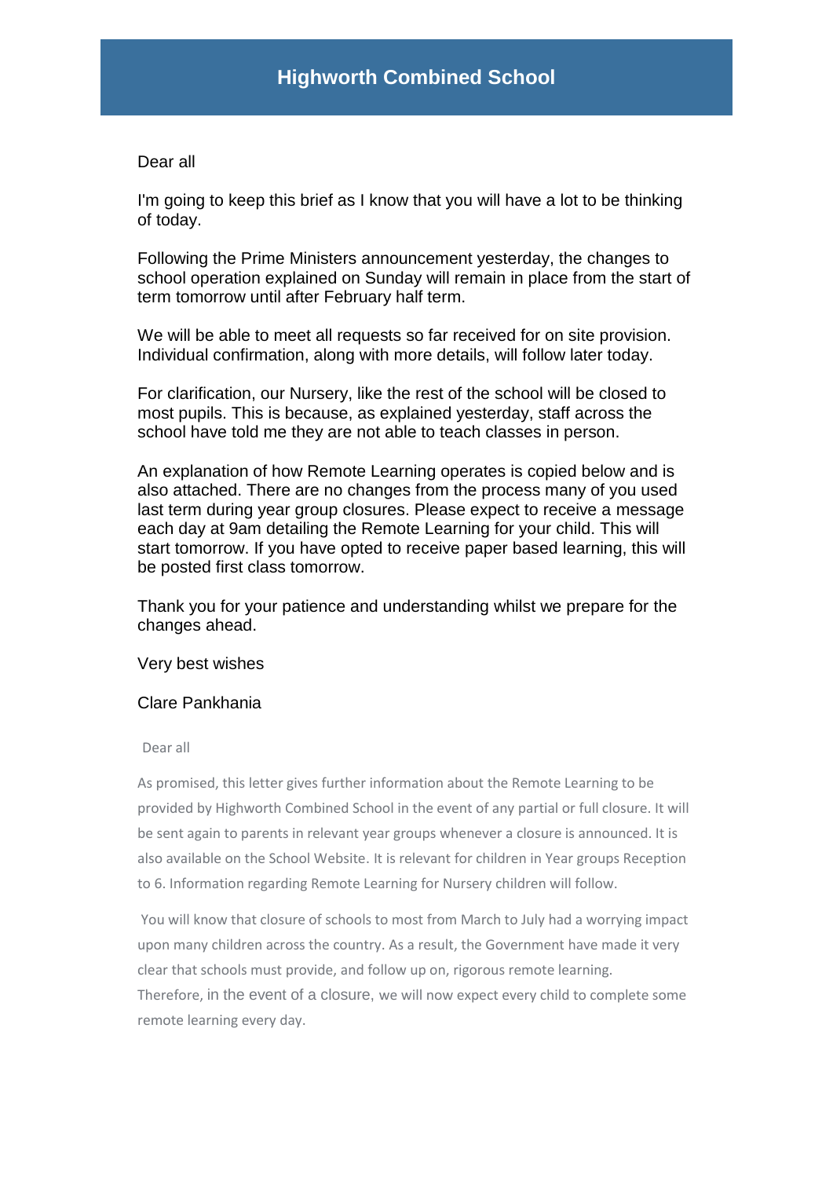# Highworth Combined School

Dear all

I'm going to keep this brief as I know that you will have a lot to be thinking of today.

Following the Prime Ministers announcement yesterday, the changes to school operation explained on Sunday will remain in place from the start of term tomorrow until after February half term.

We will be able to meet all requests so far received for on site provision. Individual confirmation, along with more details, will follow later today.

For clarification, our Nursery, like the rest of the school will be closed to most pupils. This is because, as explained yesterday, staff across the school have told me they are not able to teach classes in person.

An explanation of how Remote Learning operates is copied below and is also attached. There are no changes from the process many of you used last term during year group closures. Please expect to receive a message each day at 9am detailing the Remote Learning for your child. This will start tomorrow. If you have opted to receive paper based learning, this will be posted first class tomorrow.

Thank you for your patience and understanding whilst we prepare for the changes ahead.

Very best wishes

Clare Pankhania

Dear all

As promised, this letter gives further information about the Remote Learning to be provided by Highworth Combined School in the event of any partial or full closure. It will be sent again to parents in relevant year groups whenever a closure is announced. It is also available on the School Website. It is relevant for children in Year groups Reception to 6. Information regarding Remote Learning for Nursery children will follow.

You will know that closure of schools to most from March to July had a worrying impact upon many children across the country. As a result, the Government have made it very clear that schools must provide, and follow up on, rigorous remote learning. Therefore, in the event of a closure, we will now expect every child to complete some remote learning every day.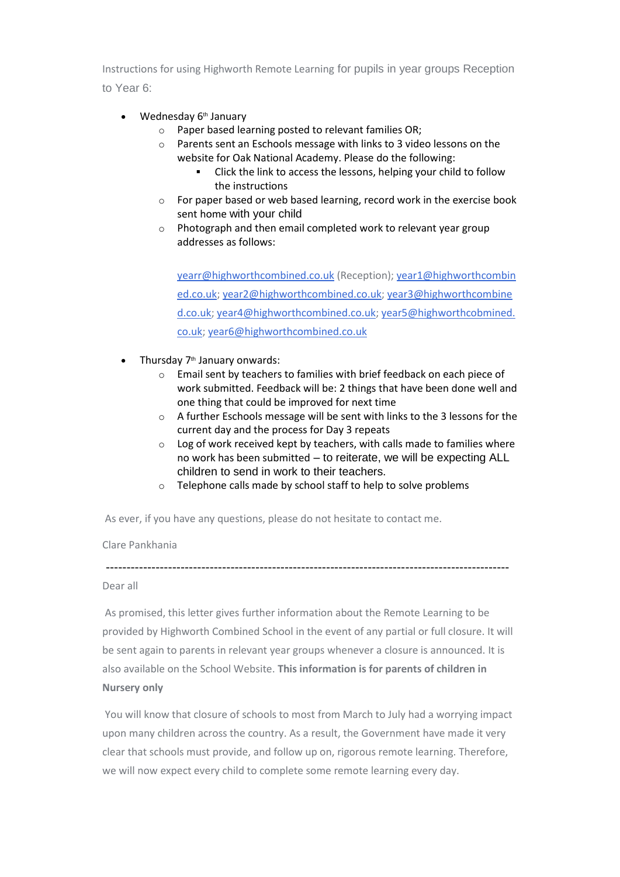Instructions for using Highworth Remote Learning for pupils in year groups Reception to Year 6:

- Wednesday 6th January
  - Paper based learning posted to relevant families OR;
  - Parents sent an Eschools message with links to 3 video lessons on the website for Oak National Academy. Please do the following:
    - Click the link to access the lessons, helping your child to follow the instructions
  - For paper based or web based learning, record work in the exercise book sent home with your child
  - Photograph and then email completed work to relevant year group addresses as follows:

    yearr@highworthcombined.co.uk (Reception); year1@highworthcombined.co.uk; year2@highworthcombined.co.uk; year3@highworthcombined.co.uk; year4@highworthcombined.co.uk; year5@highworthcobmined.co.uk; year6@highworthcombined.co.uk

- Thursday 7th January onwards:
  - Email sent by teachers to families with brief feedback on each piece of work submitted. Feedback will be: 2 things that have been done well and one thing that could be improved for next time
  - A further Eschools message will be sent with links to the 3 lessons for the current day and the process for Day 3 repeats
  - Log of work received kept by teachers, with calls made to families where no work has been submitted – to reiterate, we will be expecting ALL children to send in work to their teachers.
  - Telephone calls made by school staff to help to solve problems

As ever, if you have any questions, please do not hesitate to contact me.

Clare Pankhania

---

Dear all

As promised, this letter gives further information about the Remote Learning to be provided by Highworth Combined School in the event of any partial or full closure. It will be sent again to parents in relevant year groups whenever a closure is announced. It is also available on the School Website. **This information is for parents of children in Nursery only**

You will know that closure of schools to most from March to July had a worrying impact upon many children across the country. As a result, the Government have made it very clear that schools must provide, and follow up on, rigorous remote learning. Therefore, we will now expect every child to complete some remote learning every day.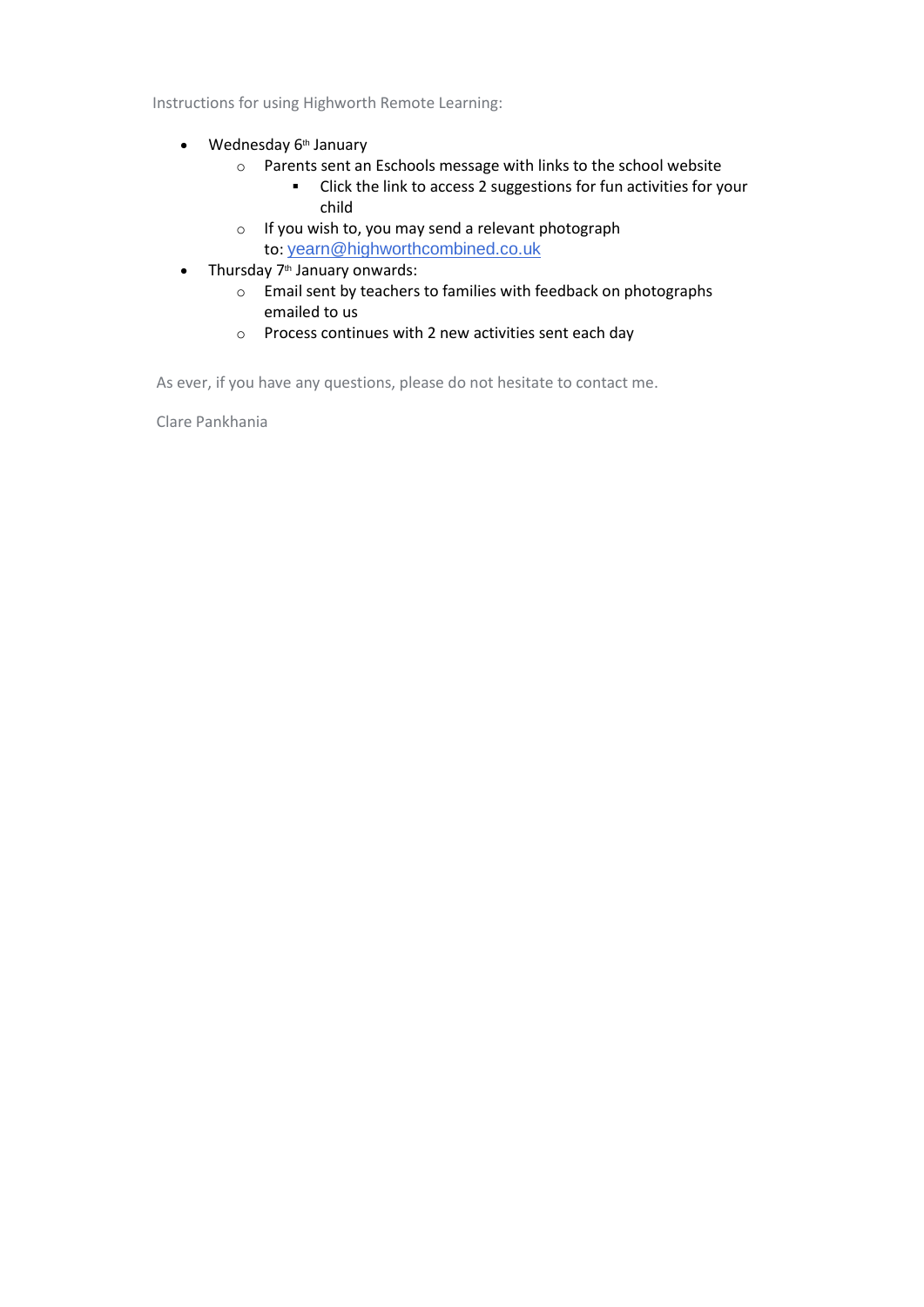Instructions for using Highworth Remote Learning:

- Wednesday 6th January
  - Parents sent an Eschools message with links to the school website
    - Click the link to access 2 suggestions for fun activities for your child
  - If you wish to, you may send a relevant photograph to: yearn@highworthcombined.co.uk
- Thursday 7th January onwards:
  - Email sent by teachers to families with feedback on photographs emailed to us
  - Process continues with 2 new activities sent each day

As ever, if you have any questions, please do not hesitate to contact me.

Clare Pankhania